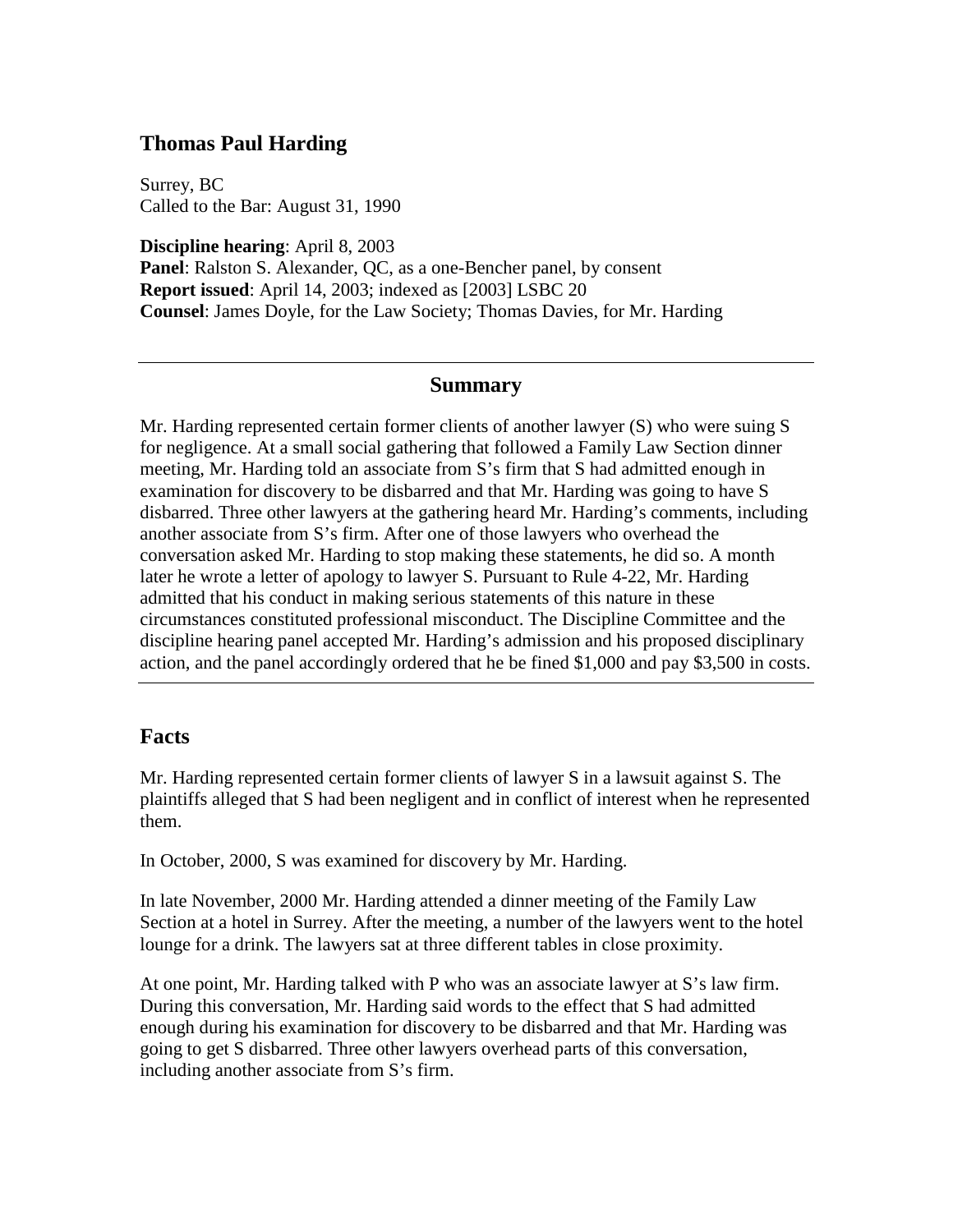## Thomas Paul Harding

Surrey, BC
Called to the Bar: August 31, 1990

**Discipline hearing**: April 8, 2003
**Panel**: Ralston S. Alexander, QC, as a one-Bencher panel, by consent
**Report issued**: April 14, 2003; indexed as [2003] LSBC 20
**Counsel**: James Doyle, for the Law Society; Thomas Davies, for Mr. Harding

---

### Summary

Mr. Harding represented certain former clients of another lawyer (S) who were suing S for negligence. At a small social gathering that followed a Family Law Section dinner meeting, Mr. Harding told an associate from S's firm that S had admitted enough in examination for discovery to be disbarred and that Mr. Harding was going to have S disbarred. Three other lawyers at the gathering heard Mr. Harding's comments, including another associate from S's firm. After one of those lawyers who overhead the conversation asked Mr. Harding to stop making these statements, he did so. A month later he wrote a letter of apology to lawyer S. Pursuant to Rule 4-22, Mr. Harding admitted that his conduct in making serious statements of this nature in these circumstances constituted professional misconduct. The Discipline Committee and the discipline hearing panel accepted Mr. Harding's admission and his proposed disciplinary action, and the panel accordingly ordered that he be fined $1,000 and pay $3,500 in costs.

---

## Facts

Mr. Harding represented certain former clients of lawyer S in a lawsuit against S. The plaintiffs alleged that S had been negligent and in conflict of interest when he represented them.

In October, 2000, S was examined for discovery by Mr. Harding.

In late November, 2000 Mr. Harding attended a dinner meeting of the Family Law Section at a hotel in Surrey. After the meeting, a number of the lawyers went to the hotel lounge for a drink. The lawyers sat at three different tables in close proximity.

At one point, Mr. Harding talked with P who was an associate lawyer at S's law firm. During this conversation, Mr. Harding said words to the effect that S had admitted enough during his examination for discovery to be disbarred and that Mr. Harding was going to get S disbarred. Three other lawyers overhead parts of this conversation, including another associate from S's firm.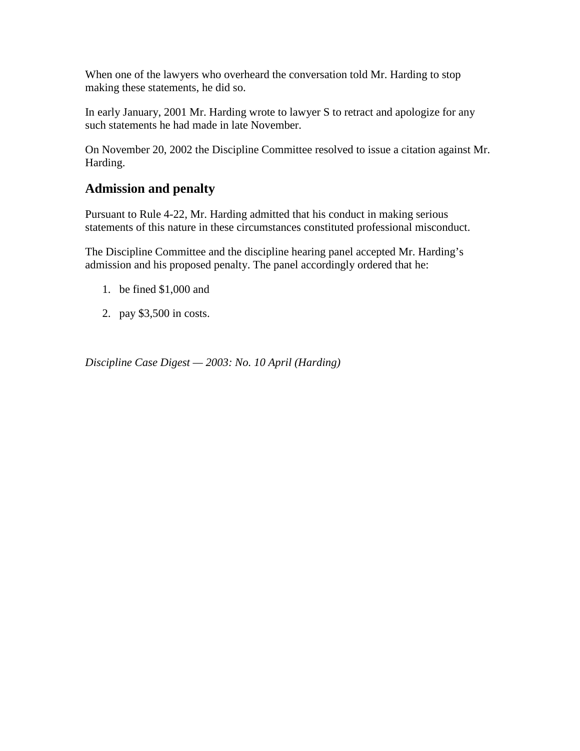When one of the lawyers who overheard the conversation told Mr. Harding to stop making these statements, he did so.

In early January, 2001 Mr. Harding wrote to lawyer S to retract and apologize for any such statements he had made in late November.

On November 20, 2002 the Discipline Committee resolved to issue a citation against Mr. Harding.

## Admission and penalty

Pursuant to Rule 4-22, Mr. Harding admitted that his conduct in making serious statements of this nature in these circumstances constituted professional misconduct.

The Discipline Committee and the discipline hearing panel accepted Mr. Harding's admission and his proposed penalty. The panel accordingly ordered that he:

1. be fined $1,000 and
2. pay $3,500 in costs.

*Discipline Case Digest — 2003: No. 10 April (Harding)*